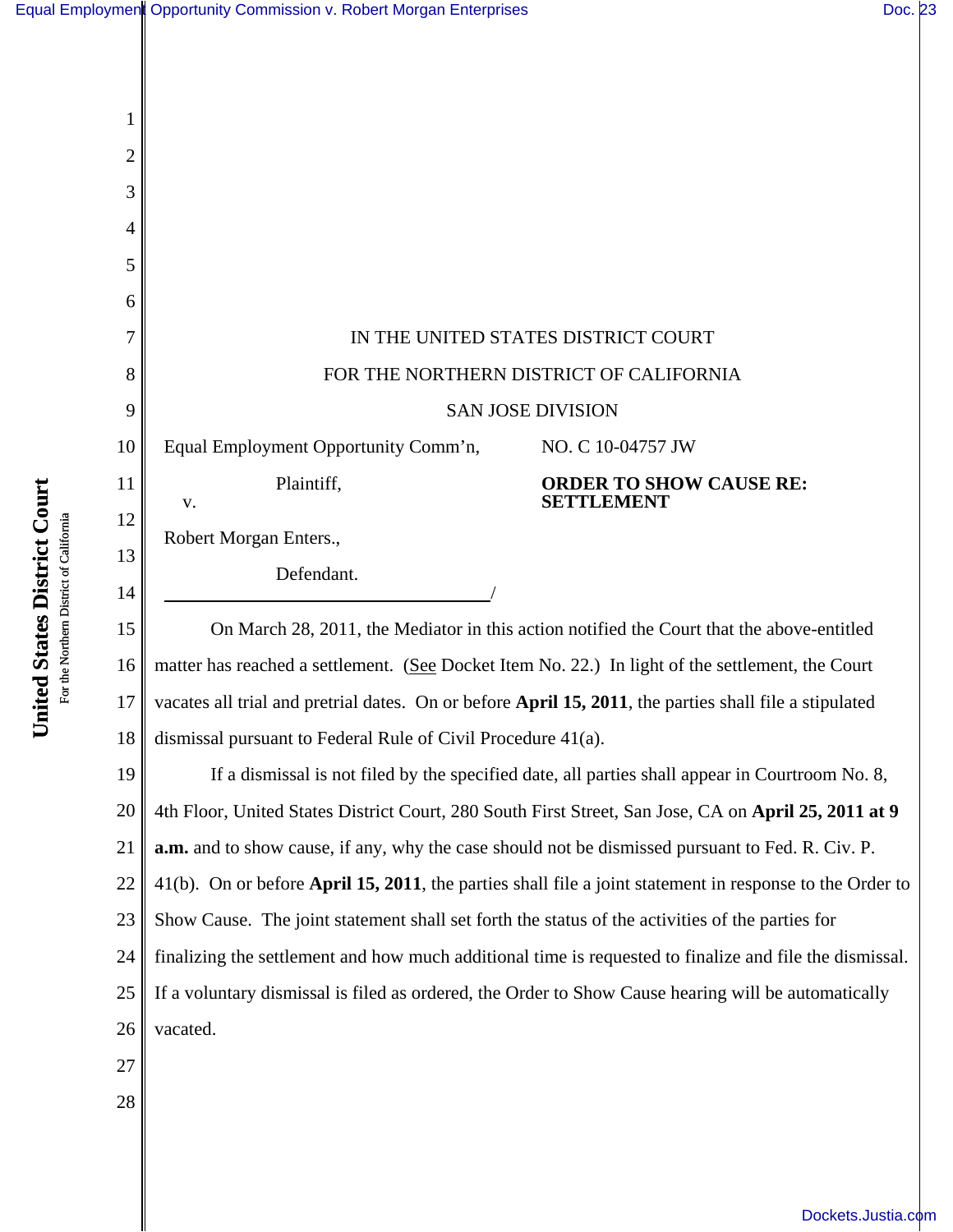IN THE UNITED STATES DISTRICT COURT

FOR THE NORTHERN DISTRICT OF CALIFORNIA

SAN JOSE DIVISION

| | |
|---|---|
| Equal Employment Opportunity Comm'n,<br><br>Plaintiff,<br><br>v.<br><br>Robert Morgan Enters.,<br><br>Defendant.<br>_____________________________________/ | NO. C 10-04757 JW<br><br>**ORDER TO SHOW CAUSE RE: SETTLEMENT** |

On March 28, 2011, the Mediator in this action notified the Court that the above-entitled matter has reached a settlement. (<u>See</u> Docket Item No. 22.) In light of the settlement, the Court vacates all trial and pretrial dates. On or before **April 15, 2011**, the parties shall file a stipulated dismissal pursuant to Federal Rule of Civil Procedure 41(a).

If a dismissal is not filed by the specified date, all parties shall appear in Courtroom No. 8, 4th Floor, United States District Court, 280 South First Street, San Jose, CA on **April 25, 2011 at 9 a.m.** and to show cause, if any, why the case should not be dismissed pursuant to Fed. R. Civ. P. 41(b). On or before **April 15, 2011**, the parties shall file a joint statement in response to the Order to Show Cause. The joint statement shall set forth the status of the activities of the parties for finalizing the settlement and how much additional time is requested to finalize and file the dismissal. If a voluntary dismissal is filed as ordered, the Order to Show Cause hearing will be automatically vacated.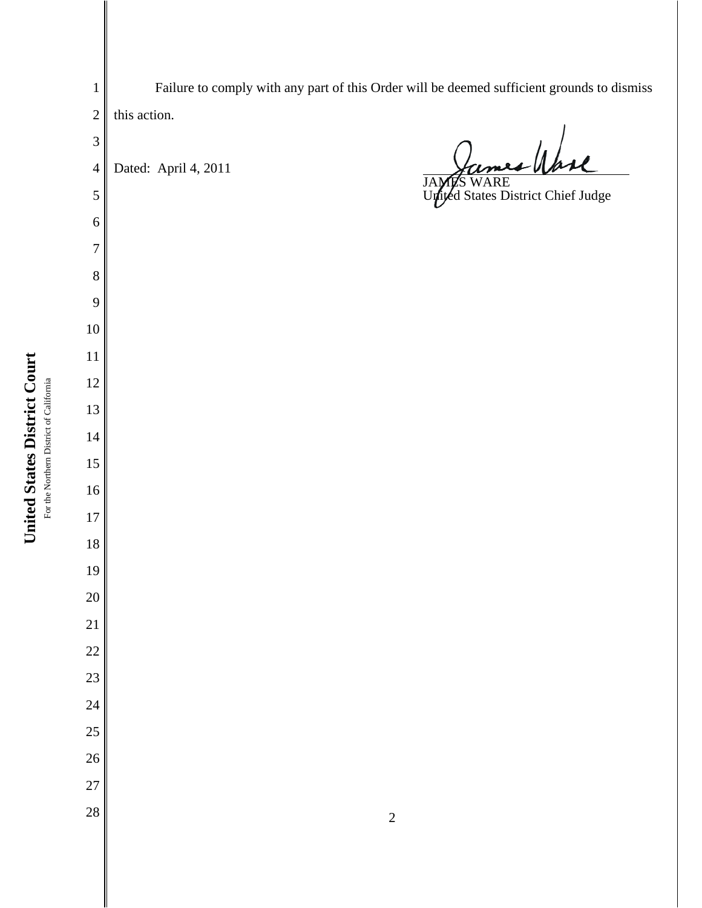Failure to comply with any part of this Order will be deemed sufficient grounds to dismiss this action.

Dated: April 4, 2011

JAMES WARE
United States District Chief Judge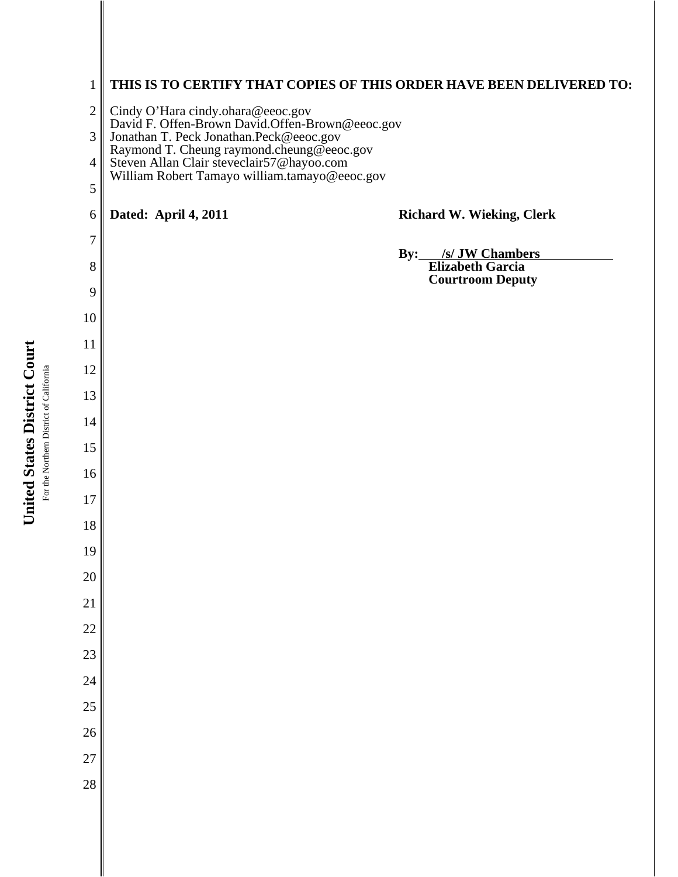**THIS IS TO CERTIFY THAT COPIES OF THIS ORDER HAVE BEEN DELIVERED TO:**

Cindy O'Hara cindy.ohara@eeoc.gov
David F. Offen-Brown David.Offen-Brown@eeoc.gov
Jonathan T. Peck Jonathan.Peck@eeoc.gov
Raymond T. Cheung raymond.cheung@eeoc.gov
Steven Allan Clair steveclair57@hayoo.com
William Robert Tamayo william.tamayo@eeoc.gov

**Dated: April 4, 2011**

**Richard W. Wieking, Clerk**

**By: /s/ JW Chambers**
**Elizabeth Garcia**
**Courtroom Deputy**